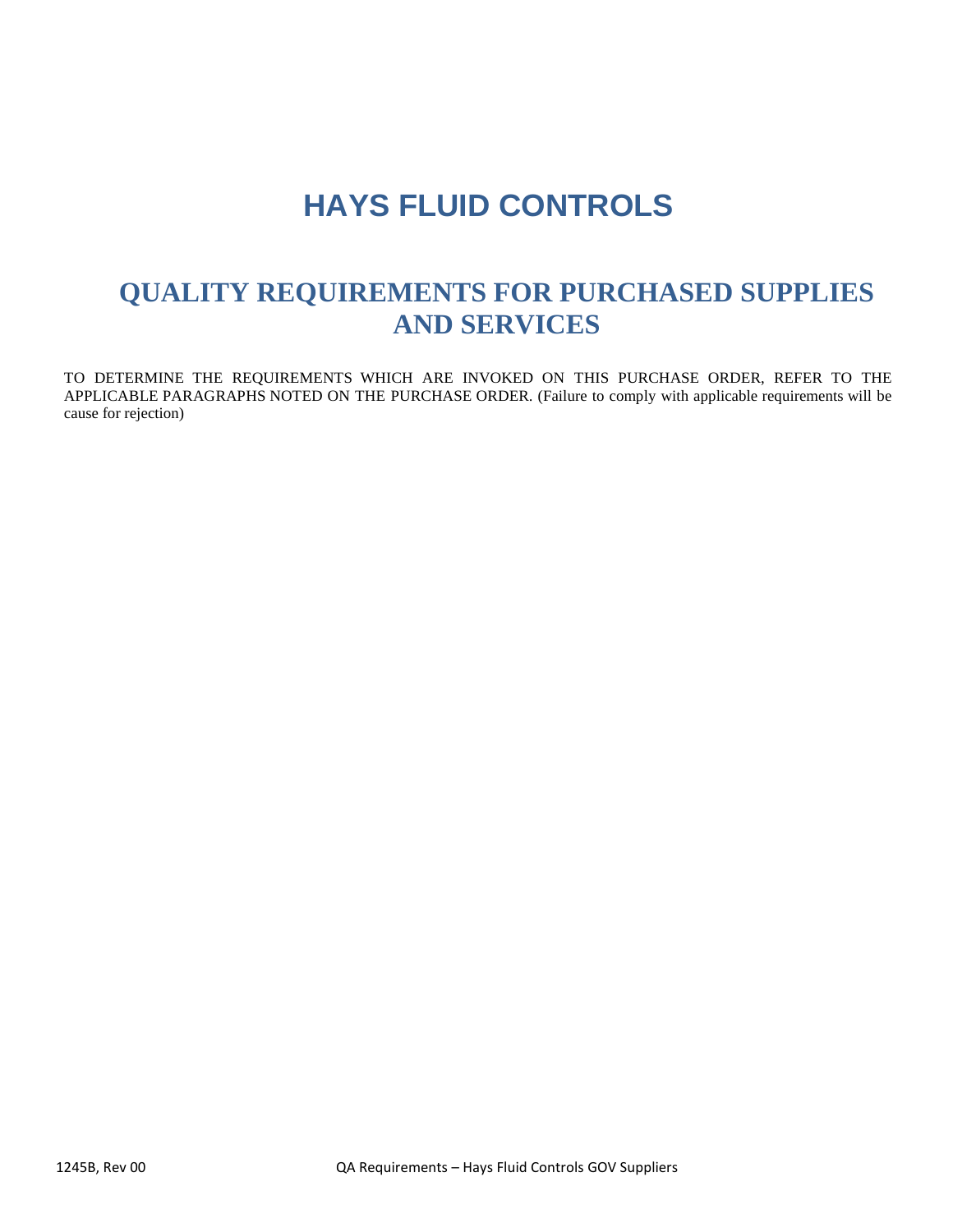# HAYS FLUID CONTROLS

## QUALITY REQUIREMENTS FOR PURCHASED SUPPLIES AND SERVICES

TO DETERMINE THE REQUIREMENTS WHICH ARE INVOKED ON THIS PURCHASE ORDER, REFER TO THE APPLICABLE PARAGRAPHS NOTED ON THE PURCHASE ORDER. (Failure to comply with applicable requirements will be cause for rejection)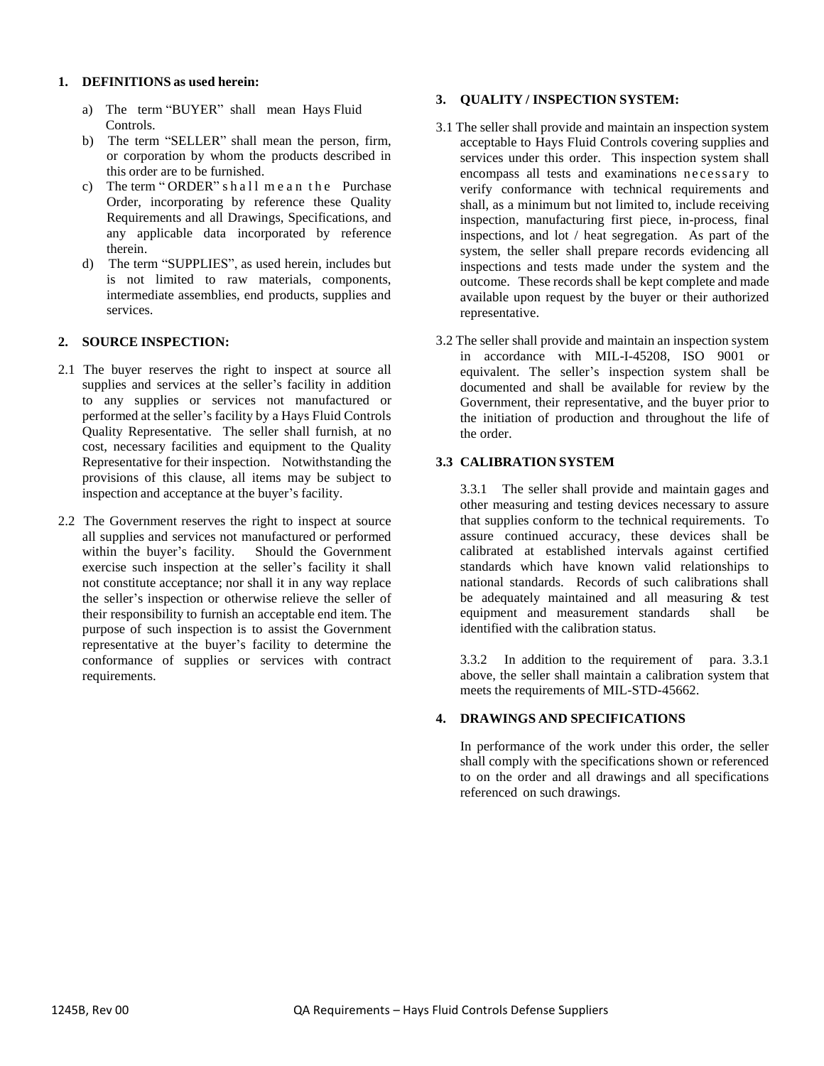## 1. DEFINITIONS as used herein:

a) The term "BUYER" shall mean Hays Fluid Controls.

b) The term "SELLER" shall mean the person, firm, or corporation by whom the products described in this order are to be furnished.

c) The term " ORDER" shall mean the Purchase Order, incorporating by reference these Quality Requirements and all Drawings, Specifications, and any applicable data incorporated by reference therein.

d) The term "SUPPLIES", as used herein, includes but is not limited to raw materials, components, intermediate assemblies, end products, supplies and services.

## 2. SOURCE INSPECTION:

2.1 The buyer reserves the right to inspect at source all supplies and services at the seller's facility in addition to any supplies or services not manufactured or performed at the seller's facility by a Hays Fluid Controls Quality Representative. The seller shall furnish, at no cost, necessary facilities and equipment to the Quality Representative for their inspection. Notwithstanding the provisions of this clause, all items may be subject to inspection and acceptance at the buyer's facility.

2.2 The Government reserves the right to inspect at source all supplies and services not manufactured or performed within the buyer's facility. Should the Government exercise such inspection at the seller's facility it shall not constitute acceptance; nor shall it in any way replace the seller's inspection or otherwise relieve the seller of their responsibility to furnish an acceptable end item. The purpose of such inspection is to assist the Government representative at the buyer's facility to determine the conformance of supplies or services with contract requirements.

## 3. QUALITY / INSPECTION SYSTEM:

3.1 The seller shall provide and maintain an inspection system acceptable to Hays Fluid Controls covering supplies and services under this order. This inspection system shall encompass all tests and examinations necessary to verify conformance with technical requirements and shall, as a minimum but not limited to, include receiving inspection, manufacturing first piece, in-process, final inspections, and lot / heat segregation. As part of the system, the seller shall prepare records evidencing all inspections and tests made under the system and the outcome. These records shall be kept complete and made available upon request by the buyer or their authorized representative.

3.2 The seller shall provide and maintain an inspection system in accordance with MIL-I-45208, ISO 9001 or equivalent. The seller's inspection system shall be documented and shall be available for review by the Government, their representative, and the buyer prior to the initiation of production and throughout the life of the order.

### 3.3 CALIBRATION SYSTEM

3.3.1 The seller shall provide and maintain gages and other measuring and testing devices necessary to assure that supplies conform to the technical requirements. To assure continued accuracy, these devices shall be calibrated at established intervals against certified standards which have known valid relationships to national standards. Records of such calibrations shall be adequately maintained and all measuring & test equipment and measurement standards shall be identified with the calibration status.

3.3.2 In addition to the requirement of para. 3.3.1 above, the seller shall maintain a calibration system that meets the requirements of MIL-STD-45662.

## 4. DRAWINGS AND SPECIFICATIONS

In performance of the work under this order, the seller shall comply with the specifications shown or referenced to on the order and all drawings and all specifications referenced on such drawings.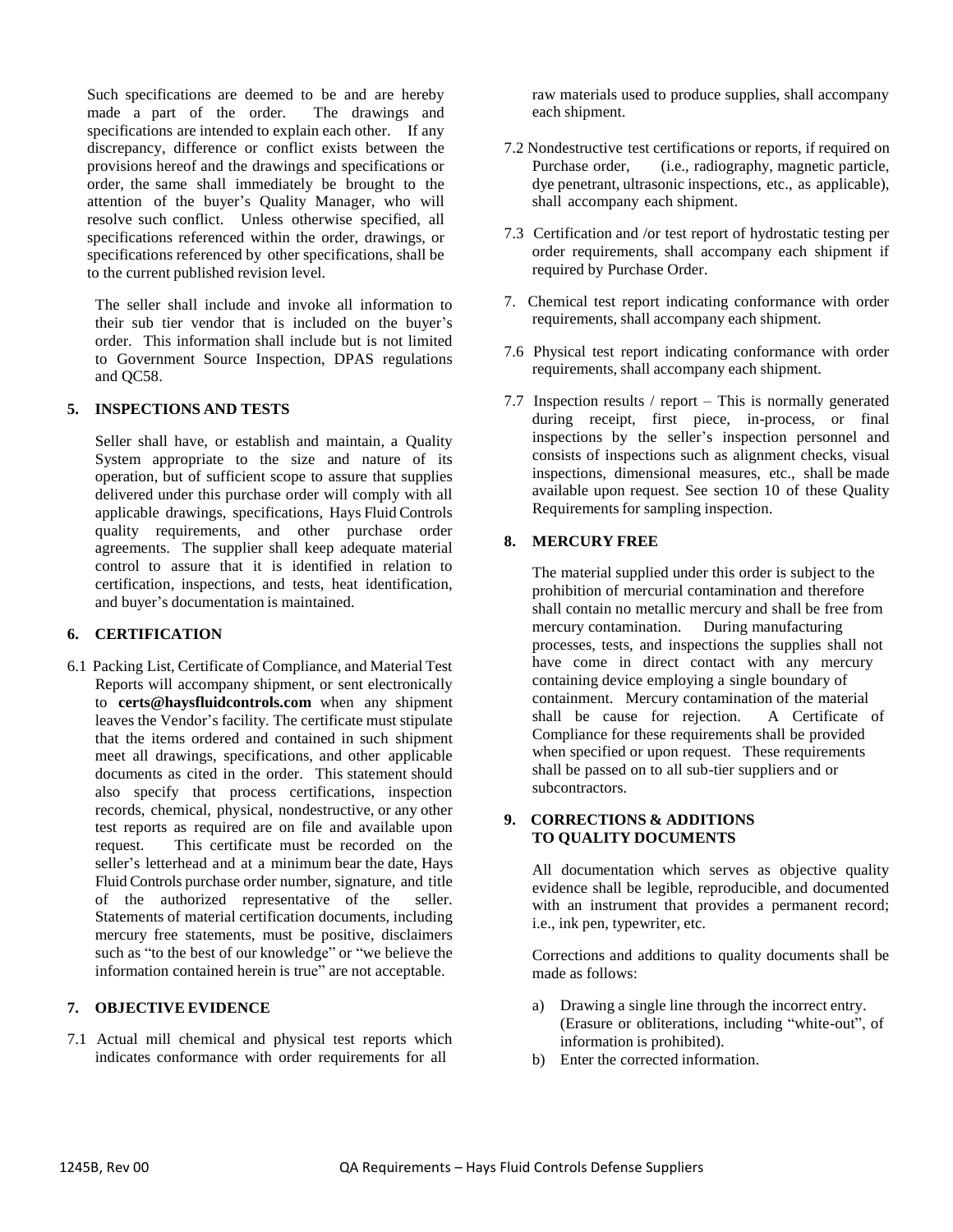Such specifications are deemed to be and are hereby made a part of the order. The drawings and specifications are intended to explain each other. If any discrepancy, difference or conflict exists between the provisions hereof and the drawings and specifications or order, the same shall immediately be brought to the attention of the buyer's Quality Manager, who will resolve such conflict. Unless otherwise specified, all specifications referenced within the order, drawings, or specifications referenced by other specifications, shall be to the current published revision level.

The seller shall include and invoke all information to their sub tier vendor that is included on the buyer's order. This information shall include but is not limited to Government Source Inspection, DPAS regulations and QC58.

## 5. INSPECTIONS AND TESTS

Seller shall have, or establish and maintain, a Quality System appropriate to the size and nature of its operation, but of sufficient scope to assure that supplies delivered under this purchase order will comply with all applicable drawings, specifications, Hays Fluid Controls quality requirements, and other purchase order agreements. The supplier shall keep adequate material control to assure that it is identified in relation to certification, inspections, and tests, heat identification, and buyer's documentation is maintained.

## 6. CERTIFICATION

6.1 Packing List, Certificate of Compliance, and Material Test Reports will accompany shipment, or sent electronically to **certs@haysfluidcontrols.com** when any shipment leaves the Vendor's facility. The certificate must stipulate that the items ordered and contained in such shipment meet all drawings, specifications, and other applicable documents as cited in the order. This statement should also specify that process certifications, inspection records, chemical, physical, nondestructive, or any other test reports as required are on file and available upon request. This certificate must be recorded on the seller's letterhead and at a minimum bear the date, Hays Fluid Controls purchase order number, signature, and title of the authorized representative of the seller. Statements of material certification documents, including mercury free statements, must be positive, disclaimers such as "to the best of our knowledge" or "we believe the information contained herein is true" are not acceptable.

## 7. OBJECTIVE EVIDENCE

7.1 Actual mill chemical and physical test reports which indicates conformance with order requirements for all raw materials used to produce supplies, shall accompany each shipment.

7.2 Nondestructive test certifications or reports, if required on Purchase order, (i.e., radiography, magnetic particle, dye penetrant, ultrasonic inspections, etc., as applicable), shall accompany each shipment.

7.3 Certification and /or test report of hydrostatic testing per order requirements, shall accompany each shipment if required by Purchase Order.

7. Chemical test report indicating conformance with order requirements, shall accompany each shipment.

7.6 Physical test report indicating conformance with order requirements, shall accompany each shipment.

7.7 Inspection results / report – This is normally generated during receipt, first piece, in-process, or final inspections by the seller's inspection personnel and consists of inspections such as alignment checks, visual inspections, dimensional measures, etc., shall be made available upon request. See section 10 of these Quality Requirements for sampling inspection.

## 8. MERCURY FREE

The material supplied under this order is subject to the prohibition of mercurial contamination and therefore shall contain no metallic mercury and shall be free from mercury contamination. During manufacturing processes, tests, and inspections the supplies shall not have come in direct contact with any mercury containing device employing a single boundary of containment. Mercury contamination of the material shall be cause for rejection. A Certificate of Compliance for these requirements shall be provided when specified or upon request. These requirements shall be passed on to all sub-tier suppliers and or subcontractors.

## 9. CORRECTIONS & ADDITIONS TO QUALITY DOCUMENTS

All documentation which serves as objective quality evidence shall be legible, reproducible, and documented with an instrument that provides a permanent record; i.e., ink pen, typewriter, etc.

Corrections and additions to quality documents shall be made as follows:

a) Drawing a single line through the incorrect entry. (Erasure or obliterations, including "white-out", of information is prohibited).
b) Enter the corrected information.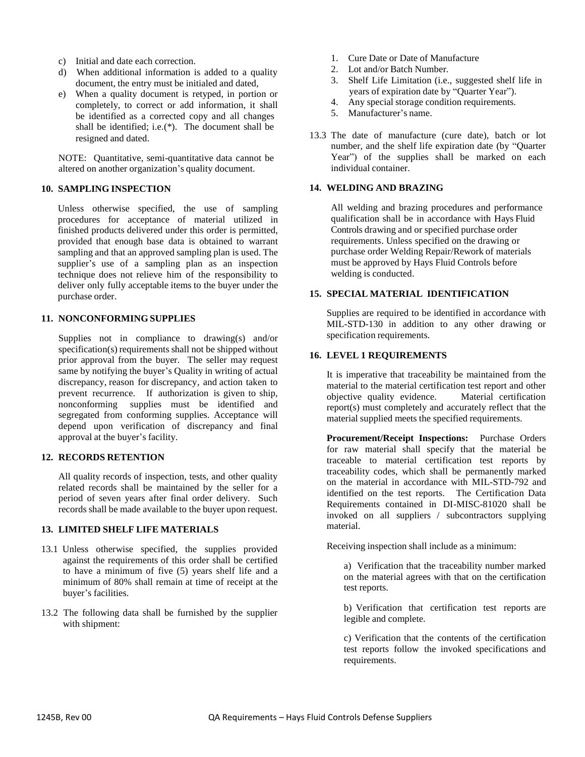c) Initial and date each correction.
d) When additional information is added to a quality document, the entry must be initialed and dated,
e) When a quality document is retyped, in portion or completely, to correct or add information, it shall be identified as a corrected copy and all changes shall be identified; i.e.(*). The document shall be resigned and dated.

NOTE: Quantitative, semi-quantitative data cannot be altered on another organization's quality document.

## 10. SAMPLING INSPECTION

Unless otherwise specified, the use of sampling procedures for acceptance of material utilized in finished products delivered under this order is permitted, provided that enough base data is obtained to warrant sampling and that an approved sampling plan is used. The supplier's use of a sampling plan as an inspection technique does not relieve him of the responsibility to deliver only fully acceptable items to the buyer under the purchase order.

## 11. NONCONFORMING SUPPLIES

Supplies not in compliance to drawing(s) and/or specification(s) requirements shall not be shipped without prior approval from the buyer. The seller may request same by notifying the buyer's Quality in writing of actual discrepancy, reason for discrepancy, and action taken to prevent recurrence. If authorization is given to ship, nonconforming supplies must be identified and segregated from conforming supplies. Acceptance will depend upon verification of discrepancy and final approval at the buyer's facility.

## 12. RECORDS RETENTION

All quality records of inspection, tests, and other quality related records shall be maintained by the seller for a period of seven years after final order delivery. Such records shall be made available to the buyer upon request.

## 13. LIMITED SHELF LIFE MATERIALS

13.1 Unless otherwise specified, the supplies provided against the requirements of this order shall be certified to have a minimum of five (5) years shelf life and a minimum of 80% shall remain at time of receipt at the buyer's facilities.

13.2 The following data shall be furnished by the supplier with shipment:

1. Cure Date or Date of Manufacture
2. Lot and/or Batch Number.
3. Shelf Life Limitation (i.e., suggested shelf life in years of expiration date by "Quarter Year").
4. Any special storage condition requirements.
5. Manufacturer's name.

13.3 The date of manufacture (cure date), batch or lot number, and the shelf life expiration date (by "Quarter Year") of the supplies shall be marked on each individual container.

## 14. WELDING AND BRAZING

All welding and brazing procedures and performance qualification shall be in accordance with Hays Fluid Controls drawing and or specified purchase order requirements. Unless specified on the drawing or purchase order Welding Repair/Rework of materials must be approved by Hays Fluid Controls before welding is conducted.

## 15. SPECIAL MATERIAL IDENTIFICATION

Supplies are required to be identified in accordance with MIL-STD-130 in addition to any other drawing or specification requirements.

## 16. LEVEL 1 REQUIREMENTS

It is imperative that traceability be maintained from the material to the material certification test report and other objective quality evidence. Material certification report(s) must completely and accurately reflect that the material supplied meets the specified requirements.

**Procurement/Receipt Inspections:** Purchase Orders for raw material shall specify that the material be traceable to material certification test reports by traceability codes, which shall be permanently marked on the material in accordance with MIL-STD-792 and identified on the test reports. The Certification Data Requirements contained in DI-MISC-81020 shall be invoked on all suppliers / subcontractors supplying material.

Receiving inspection shall include as a minimum:

a) Verification that the traceability number marked on the material agrees with that on the certification test reports.

b) Verification that certification test reports are legible and complete.

c) Verification that the contents of the certification test reports follow the invoked specifications and requirements.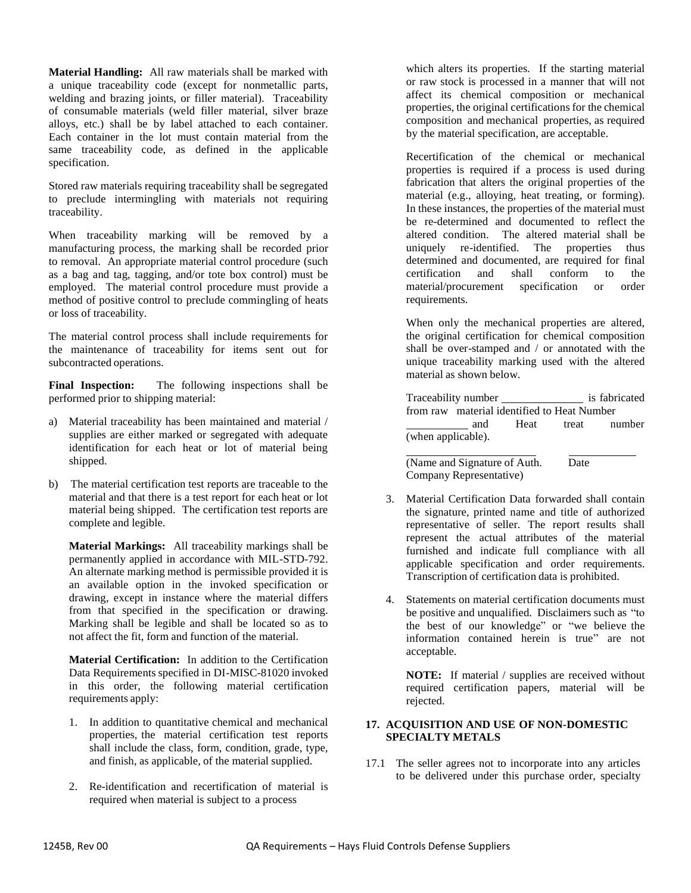**Material Handling:** All raw materials shall be marked with a unique traceability code (except for nonmetallic parts, welding and brazing joints, or filler material). Traceability of consumable materials (weld filler material, silver braze alloys, etc.) shall be by label attached to each container. Each container in the lot must contain material from the same traceability code, as defined in the applicable specification.

Stored raw materials requiring traceability shall be segregated to preclude intermingling with materials not requiring traceability.

When traceability marking will be removed by a manufacturing process, the marking shall be recorded prior to removal. An appropriate material control procedure (such as a bag and tag, tagging, and/or tote box control) must be employed. The material control procedure must provide a method of positive control to preclude commingling of heats or loss of traceability.

The material control process shall include requirements for the maintenance of traceability for items sent out for subcontracted operations.

**Final Inspection:** The following inspections shall be performed prior to shipping material:

a) Material traceability has been maintained and material / supplies are either marked or segregated with adequate identification for each heat or lot of material being shipped.

b) The material certification test reports are traceable to the material and that there is a test report for each heat or lot material being shipped. The certification test reports are complete and legible.

**Material Markings:** All traceability markings shall be permanently applied in accordance with MIL-STD-792. An alternate marking method is permissible provided it is an available option in the invoked specification or drawing, except in instance where the material differs from that specified in the specification or drawing. Marking shall be legible and shall be located so as to not affect the fit, form and function of the material.

**Material Certification:** In addition to the Certification Data Requirements specified in DI-MISC-81020 invoked in this order, the following material certification requirements apply:

1. In addition to quantitative chemical and mechanical properties, the material certification test reports shall include the class, form, condition, grade, type, and finish, as applicable, of the material supplied.

2. Re-identification and recertification of material is required when material is subject to a process which alters its properties. If the starting material or raw stock is processed in a manner that will not affect its chemical composition or mechanical properties, the original certifications for the chemical composition and mechanical properties, as required by the material specification, are acceptable.

   Recertification of the chemical or mechanical properties is required if a process is used during fabrication that alters the original properties of the material (e.g., alloying, heat treating, or forming). In these instances, the properties of the material must be re-determined and documented to reflect the altered condition. The altered material shall be uniquely re-identified. The properties thus determined and documented, are required for final certification and shall conform to the material/procurement specification or order requirements.

   When only the mechanical properties are altered, the original certification for chemical composition shall be over-stamped and / or annotated with the unique traceability marking used with the altered material as shown below.

   Traceability number \_\_\_\_\_\_\_\_\_\_\_\_\_\_ is fabricated from raw material identified to Heat Number \_\_\_\_\_\_\_\_\_\_\_ and Heat treat number (when applicable).

   \_\_\_\_\_\_\_\_\_\_\_\_\_\_\_\_\_\_\_\_\_\_\_\_ \_\_\_\_\_\_\_\_\_\_\_\_
   (Name and Signature of Auth. Company Representative) Date

3. Material Certification Data forwarded shall contain the signature, printed name and title of authorized representative of seller. The report results shall represent the actual attributes of the material furnished and indicate full compliance with all applicable specification and order requirements. Transcription of certification data is prohibited.

4. Statements on material certification documents must be positive and unqualified. Disclaimers such as "to the best of our knowledge" or "we believe the information contained herein is true" are not acceptable.

   **NOTE:** If material / supplies are received without required certification papers, material will be rejected.

## 17. ACQUISITION AND USE OF NON-DOMESTIC SPECIALTY METALS

17.1 The seller agrees not to incorporate into any articles to be delivered under this purchase order, specialty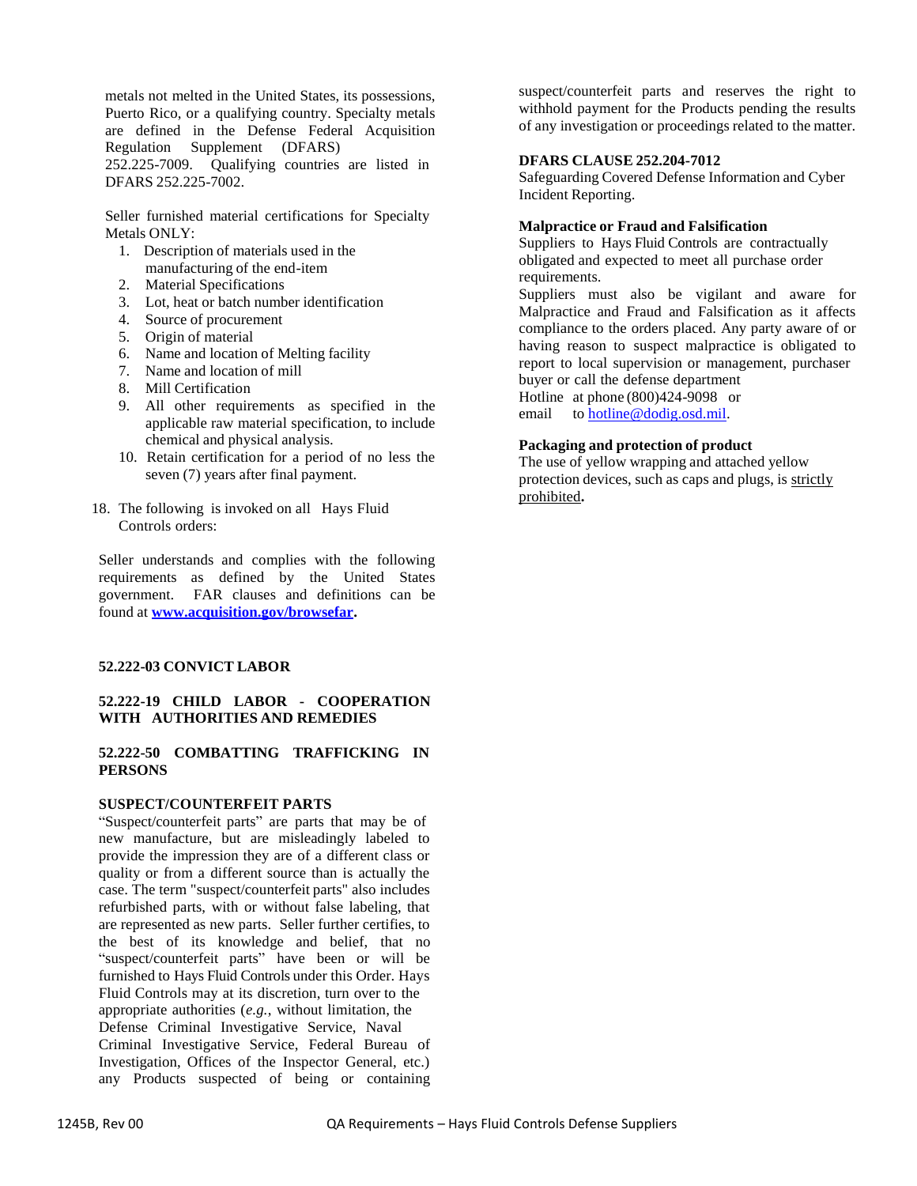metals not melted in the United States, its possessions, Puerto Rico, or a qualifying country. Specialty metals are defined in the Defense Federal Acquisition Regulation Supplement (DFARS) 252.225-7009. Qualifying countries are listed in DFARS 252.225-7002.

Seller furnished material certifications for Specialty Metals ONLY:

1. Description of materials used in the manufacturing of the end-item
2. Material Specifications
3. Lot, heat or batch number identification
4. Source of procurement
5. Origin of material
6. Name and location of Melting facility
7. Name and location of mill
8. Mill Certification
9. All other requirements as specified in the applicable raw material specification, to include chemical and physical analysis.
10. Retain certification for a period of no less the seven (7) years after final payment.

18. The following is invoked on all Hays Fluid Controls orders:

Seller understands and complies with the following requirements as defined by the United States government. FAR clauses and definitions can be found at **[www.acquisition.gov/browsefar](http://www.acquisition.gov/browsefar)**.

**52.222-03 CONVICT LABOR**

**52.222-19 CHILD LABOR - COOPERATION WITH AUTHORITIES AND REMEDIES**

**52.222-50 COMBATTING TRAFFICKING IN PERSONS**

**SUSPECT/COUNTERFEIT PARTS**

"Suspect/counterfeit parts" are parts that may be of new manufacture, but are misleadingly labeled to provide the impression they are of a different class or quality or from a different source than is actually the case. The term "suspect/counterfeit parts" also includes refurbished parts, with or without false labeling, that are represented as new parts. Seller further certifies, to the best of its knowledge and belief, that no "suspect/counterfeit parts" have been or will be furnished to Hays Fluid Controls under this Order. Hays Fluid Controls may at its discretion, turn over to the appropriate authorities (*e.g.*, without limitation, the Defense Criminal Investigative Service, Naval Criminal Investigative Service, Federal Bureau of Investigation, Offices of the Inspector General, etc.) any Products suspected of being or containing suspect/counterfeit parts and reserves the right to withhold payment for the Products pending the results of any investigation or proceedings related to the matter.

**DFARS CLAUSE 252.204-7012**

Safeguarding Covered Defense Information and Cyber Incident Reporting.

**Malpractice or Fraud and Falsification**

Suppliers to Hays Fluid Controls are contractually obligated and expected to meet all purchase order requirements.

Suppliers must also be vigilant and aware for Malpractice and Fraud and Falsification as it affects compliance to the orders placed. Any party aware of or having reason to suspect malpractice is obligated to report to local supervision or management, purchaser buyer or call the defense department Hotline at phone (800)424-9098 or email to [hotline@dodig.osd.mil](mailto:hotline@dodig.osd.mil).

**Packaging and protection of product**

The use of yellow wrapping and attached yellow protection devices, such as caps and plugs, is strictly prohibited**.**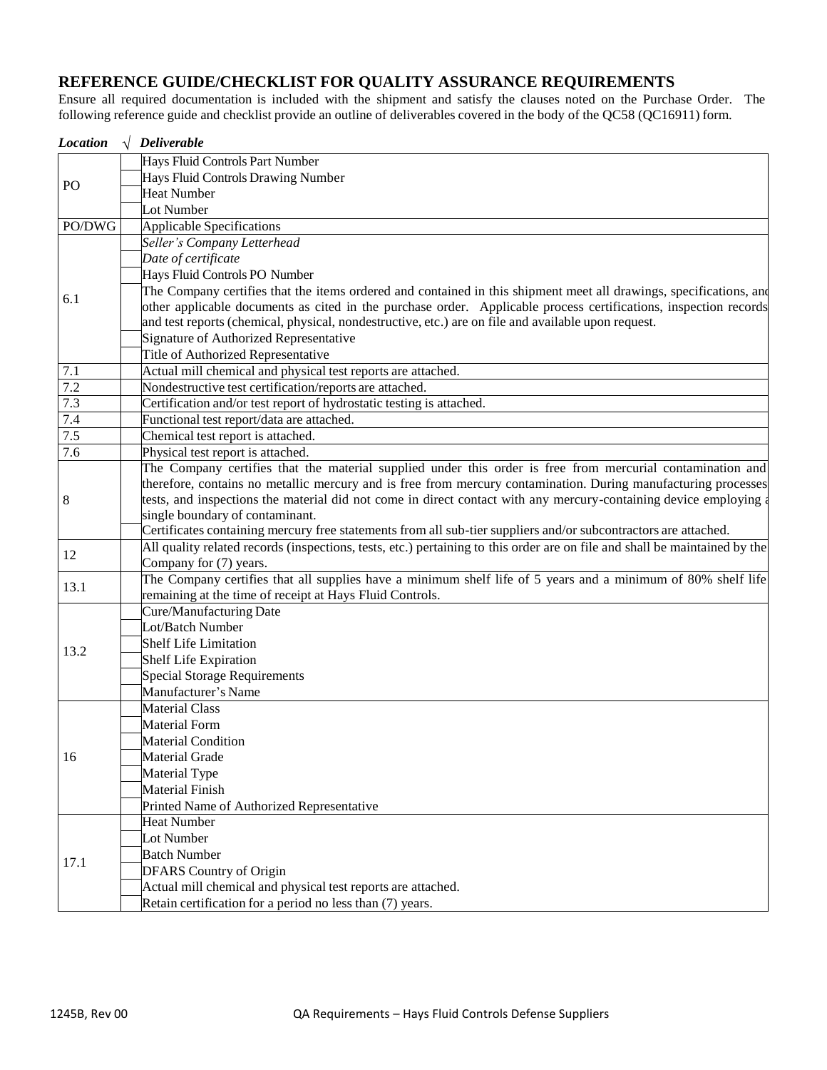## REFERENCE GUIDE/CHECKLIST FOR QUALITY ASSURANCE REQUIREMENTS

Ensure all required documentation is included with the shipment and satisfy the clauses noted on the Purchase Order. The following reference guide and checklist provide an outline of deliverables covered in the body of the QC58 (QC16911) form.

| ***Location*** | √ | ***Deliverable*** |
|---|---|---|
| PO | | Hays Fluid Controls Part Number |
| | | Hays Fluid Controls Drawing Number |
| | | Heat Number |
| | | Lot Number |
| PO/DWG | | Applicable Specifications |
| 6.1 | | *Seller's Company Letterhead* |
| | | *Date of certificate* |
| | | Hays Fluid Controls PO Number |
| | | The Company certifies that the items ordered and contained in this shipment meet all drawings, specifications, and other applicable documents as cited in the purchase order. Applicable process certifications, inspection records and test reports (chemical, physical, nondestructive, etc.) are on file and available upon request. |
| | | Signature of Authorized Representative |
| | | Title of Authorized Representative |
| 7.1 | | Actual mill chemical and physical test reports are attached. |
| 7.2 | | Nondestructive test certification/reports are attached. |
| 7.3 | | Certification and/or test report of hydrostatic testing is attached. |
| 7.4 | | Functional test report/data are attached. |
| 7.5 | | Chemical test report is attached. |
| 7.6 | | Physical test report is attached. |
| 8 | | The Company certifies that the material supplied under this order is free from mercurial contamination and therefore, contains no metallic mercury and is free from mercury contamination. During manufacturing processes, tests, and inspections the material did not come in direct contact with any mercury-containing device employing a single boundary of contaminant. |
| | | Certificates containing mercury free statements from all sub-tier suppliers and/or subcontractors are attached. |
| 12 | | All quality related records (inspections, tests, etc.) pertaining to this order are on file and shall be maintained by the Company for (7) years. |
| 13.1 | | The Company certifies that all supplies have a minimum shelf life of 5 years and a minimum of 80% shelf life remaining at the time of receipt at Hays Fluid Controls. |
| 13.2 | | Cure/Manufacturing Date |
| | | Lot/Batch Number |
| | | Shelf Life Limitation |
| | | Shelf Life Expiration |
| | | Special Storage Requirements |
| | | Manufacturer's Name |
| 16 | | Material Class |
| | | Material Form |
| | | Material Condition |
| | | Material Grade |
| | | Material Type |
| | | Material Finish |
| | | Printed Name of Authorized Representative |
| 17.1 | | Heat Number |
| | | Lot Number |
| | | Batch Number |
| | | DFARS Country of Origin |
| | | Actual mill chemical and physical test reports are attached. |
| | | Retain certification for a period no less than (7) years. |